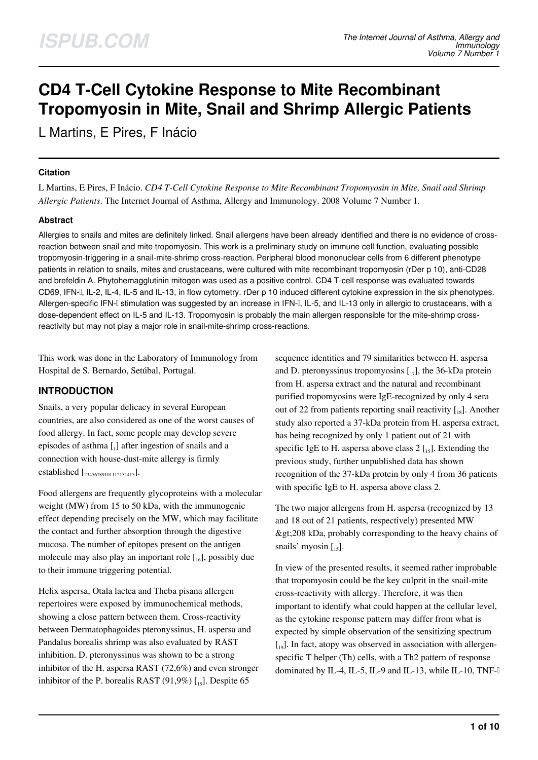# CD4 T-Cell Cytokine Response to Mite Recombinant Tropomyosin in Mite, Snail and Shrimp Allergic Patients

L Martins, E Pires, F Inácio

### Citation

L Martins, E Pires, F Inácio. *CD4 T-Cell Cytokine Response to Mite Recombinant Tropomyosin in Mite, Snail and Shrimp Allergic Patients*. The Internet Journal of Asthma, Allergy and Immunology. 2008 Volume 7 Number 1.

### Abstract

Allergies to snails and mites are definitely linked. Snail allergens have been already identified and there is no evidence of cross-reaction between snail and mite tropomyosin. This work is a preliminary study on immune cell function, evaluating possible tropomyosin-triggering in a snail-mite-shrimp cross-reaction. Peripheral blood mononuclear cells from 6 different phenotype patients in relation to snails, mites and crustaceans, were cultured with mite recombinant tropomyosin (rDer p 10), anti-CD28 and brefeldin A. Phytohemagglutinin mitogen was used as a positive control. CD4 T-cell response was evaluated towards CD69, IFN-, IL-2, IL-4, IL-5 and IL-13, in flow cytometry. rDer p 10 induced different cytokine expression in the six phenotypes. Allergen-specific IFN- stimulation was suggested by an increase in IFN-, IL-5, and IL-13 only in allergic to crustaceans, with a dose-dependent effect on IL-5 and IL-13. Tropomyosin is probably the main allergen responsible for the mite-shrimp cross-reactivity but may not play a major role in snail-mite-shrimp cross-reactions.

This work was done in the Laboratory of Immunology from Hospital de S. Bernardo, Setúbal, Portugal.

## INTRODUCTION

Snails, a very popular delicacy in several European countries, are also considered as one of the worst causes of food allergy. In fact, some people may develop severe episodes of asthma [1] after ingestion of snails and a connection with house-dust-mite allergy is firmly established [2,3,4,5,6,7,8,9,10,11,12,13,14,15].

Food allergens are frequently glycoproteins with a molecular weight (MW) from 15 to 50 kDa, with the immunogenic effect depending precisely on the MW, which may facilitate the contact and further absorption through the digestive mucosa. The number of epitopes present on the antigen molecule may also play an important role [16], possibly due to their immune triggering potential.

Helix aspersa, Otala lactea and Theba pisana allergen repertoires were exposed by immunochemical methods, showing a close pattern between them. Cross-reactivity between Dermatophagoides pteronyssinus, H. aspersa and Pandalus borealis shrimp was also evaluated by RAST inhibition. D. pteronyssinus was shown to be a strong inhibitor of the H. aspersa RAST (72,6%) and even stronger inhibitor of the P. borealis RAST (91,9%) [15]. Despite 65 sequence identities and 79 similarities between H. aspersa and D. pteronyssinus tropomyosins [17], the 36-kDa protein from H. aspersa extract and the natural and recombinant purified tropomyosins were IgE-recognized by only 4 sera out of 22 from patients reporting snail reactivity [18]. Another study also reported a 37-kDa protein from H. aspersa extract, has being recognized by only 1 patient out of 21 with specific IgE to H. aspersa above class 2 [15]. Extending the previous study, further unpublished data has shown recognition of the 37-kDa protein by only 4 from 36 patients with specific IgE to H. aspersa above class 2.

The two major allergens from H. aspersa (recognized by 13 and 18 out of 21 patients, respectively) presented MW &gt;208 kDa, probably corresponding to the heavy chains of snails' myosin [15].

In view of the presented results, it seemed rather improbable that tropomyosin could be the key culprit in the snail-mite cross-reactivity with allergy. Therefore, it was then important to identify what could happen at the cellular level, as the cytokine response pattern may differ from what is expected by simple observation of the sensitizing spectrum [19]. In fact, atopy was observed in association with allergen-specific T helper (Th) cells, with a Th2 pattern of response dominated by IL-4, IL-5, IL-9 and IL-13, while IL-10, TNF-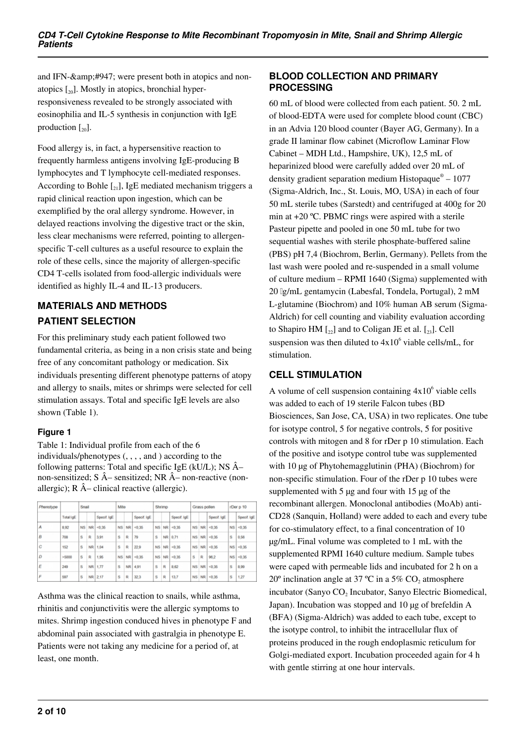and IFN-&amp;#947; were present both in atopics and non-atopics [20]. Mostly in atopics, bronchial hyper-responsiveness revealed to be strongly associated with eosinophilia and IL-5 synthesis in conjunction with IgE production [20].

Food allergy is, in fact, a hypersensitive reaction to frequently harmless antigens involving IgE-producing B lymphocytes and T lymphocyte cell-mediated responses. According to Bohle [21], IgE mediated mechanism triggers a rapid clinical reaction upon ingestion, which can be exemplified by the oral allergy syndrome. However, in delayed reactions involving the digestive tract or the skin, less clear mechanisms were referred, pointing to allergen-specific T-cell cultures as a useful resource to explain the role of these cells, since the majority of allergen-specific CD4 T-cells isolated from food-allergic individuals were identified as highly IL-4 and IL-13 producers.

## MATERIALS AND METHODS

### PATIENT SELECTION

For this preliminary study each patient followed two fundamental criteria, as being in a non crisis state and being free of any concomitant pathology or medication. Six individuals presenting different phenotype patterns of atopy and allergy to snails, mites or shrimps were selected for cell stimulation assays. Total and specific IgE levels are also shown (Table 1).

#### Figure 1

Table 1: Individual profile from each of the 6 individuals/phenotypes (, , , , and ) according to the following patterns: Total and specific IgE (kU/L); NS Â– non-sensitized; S Â– sensitized; NR Â– non-reactive (non-allergic); R Â– clinical reactive (allergic).

| Phenotype | | Snail | | | Mite | | | Shrimp | | | Grass pollen | | | rDer p 10 | |
|---|---|---|---|---|---|---|---|---|---|---|---|---|---|---|---|
| | Total IgE | | | Specif. IgE | | | Specif. IgE | | | Specif. IgE | | | Specif. IgE | | Specif. IgE |
| A | 8,92 | NS | NR | <0,35 | NS | NR | <0,35 | NS | NR | <0,35 | NS | NR | <0,35 | NS | <0,35 |
| B | 708 | S | R | 3,91 | S | R | 79 | S | NR | 0,71 | NS | NR | <0,35 | S | 0,56 |
| C | 152 | S | NR | 1,04 | S | R | 22,9 | NS | NR | <0,35 | NS | NR | <0,35 | NS | <0,35 |
| D | >5000 | S | R | 1,95 | NS | NR | <0,35 | NS | NR | <0,35 | S | R | 96,2 | NS | <0,35 |
| E | 249 | S | NR | 1,77 | S | NR | 4,91 | S | R | 8,62 | NS | NR | <0,35 | S | 8,99 |
| F | 597 | S | NR | 2,17 | S | R | 32,3 | S | R | 13,7 | NS | NR | <0,35 | S | 1,27 |

Asthma was the clinical reaction to snails, while asthma, rhinitis and conjunctivitis were the allergic symptoms to mites. Shrimp ingestion conduced hives in phenotype F and abdominal pain associated with gastralgia in phenotype E. Patients were not taking any medicine for a period of, at least, one month.

### BLOOD COLLECTION AND PRIMARY PROCESSING

60 mL of blood were collected from each patient. 50. 2 mL of blood-EDTA were used for complete blood count (CBC) in an Advia 120 blood counter (Bayer AG, Germany). In a grade II laminar flow cabinet (Microflow Laminar Flow Cabinet – MDH Ltd., Hampshire, UK), 12,5 mL of heparinized blood were carefully added over 20 mL of density gradient separation medium Histopaque® – 1077 (Sigma-Aldrich, Inc., St. Louis, MO, USA) in each of four 50 mL sterile tubes (Sarstedt) and centrifuged at 400g for 20 min at +20 ºC. PBMC rings were aspired with a sterile Pasteur pipette and pooled in one 50 mL tube for two sequential washes with sterile phosphate-buffered saline (PBS) pH 7,4 (Biochrom, Berlin, Germany). Pellets from the last wash were pooled and re-suspended in a small volume of culture medium – RPMI 1640 (Sigma) supplemented with 20 g/mL gentamycin (Labesfal, Tondela, Portugal), 2 mM L-glutamine (Biochrom) and 10% human AB serum (Sigma-Aldrich) for cell counting and viability evaluation according to Shapiro HM [22] and to Coligan JE et al. [23]. Cell suspension was then diluted to $4x10^6$ viable cells/mL, for stimulation.

### CELL STIMULATION

A volume of cell suspension containing $4x10^6$ viable cells was added to each of 19 sterile Falcon tubes (BD Biosciences, San Jose, CA, USA) in two replicates. One tube for isotype control, 5 for negative controls, 5 for positive controls with mitogen and 8 for rDer p 10 stimulation. Each of the positive and isotype control tube was supplemented with 10 µg of Phytohemagglutinin (PHA) (Biochrom) for non-specific stimulation. Four of the rDer p 10 tubes were supplemented with 5 µg and four with 15 µg of the recombinant allergen. Monoclonal antibodies (MoAb) anti-CD28 (Sanquin, Holland) were added to each and every tube for co-stimulatory effect, to a final concentration of 10 µg/mL. Final volume was completed to 1 mL with the supplemented RPMI 1640 culture medium. Sample tubes were caped with permeable lids and incubated for 2 h on a 20º inclination angle at 37 ºC in a 5% $CO_2$ atmosphere incubator (Sanyo $CO_2$ Incubator, Sanyo Electric Biomedical, Japan). Incubation was stopped and 10 µg of brefeldin A (BFA) (Sigma-Aldrich) was added to each tube, except to the isotype control, to inhibit the intracellular flux of proteins produced in the rough endoplasmic reticulum for Golgi-mediated export. Incubation proceeded again for 4 h with gentle stirring at one hour intervals.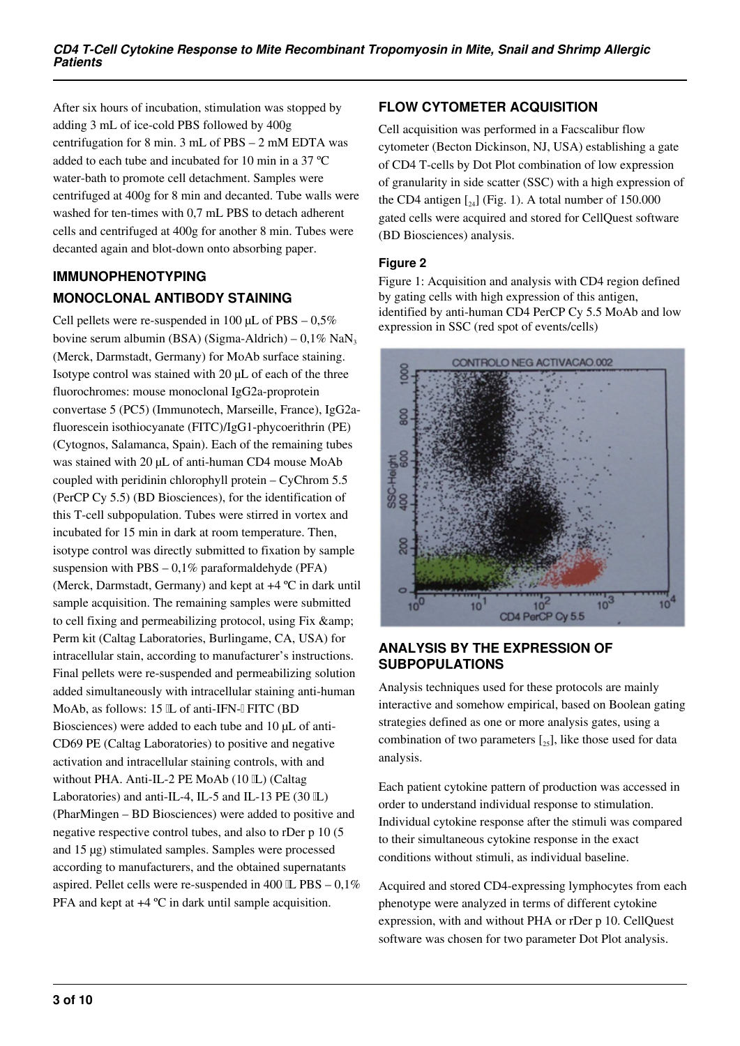After six hours of incubation, stimulation was stopped by adding 3 mL of ice-cold PBS followed by 400g centrifugation for 8 min. 3 mL of PBS – 2 mM EDTA was added to each tube and incubated for 10 min in a 37 ºC water-bath to promote cell detachment. Samples were centrifuged at 400g for 8 min and decanted. Tube walls were washed for ten-times with 0,7 mL PBS to detach adherent cells and centrifuged at 400g for another 8 min. Tubes were decanted again and blot-down onto absorbing paper.

## IMMUNOPHENOTYPING

## MONOCLONAL ANTIBODY STAINING

Cell pellets were re-suspended in 100 µL of PBS – 0,5% bovine serum albumin (BSA) (Sigma-Aldrich) – 0,1% $NaN_3$ (Merck, Darmstadt, Germany) for MoAb surface staining. Isotype control was stained with 20 µL of each of the three fluorochromes: mouse monoclonal IgG2a-proprotein convertase 5 (PC5) (Immunotech, Marseille, France), IgG2a-fluorescein isothiocyanate (FITC)/IgG1-phycoerithrin (PE) (Cytognos, Salamanca, Spain). Each of the remaining tubes was stained with 20 µL of anti-human CD4 mouse MoAb coupled with peridinin chlorophyll protein – CyChrom 5.5 (PerCP Cy 5.5) (BD Biosciences), for the identification of this T-cell subpopulation. Tubes were stirred in vortex and incubated for 15 min in dark at room temperature. Then, isotype control was directly submitted to fixation by sample suspension with PBS – 0,1% paraformaldehyde (PFA) (Merck, Darmstadt, Germany) and kept at +4 ºC in dark until sample acquisition. The remaining samples were submitted to cell fixing and permeabilizing protocol, using Fix &amp; Perm kit (Caltag Laboratories, Burlingame, CA, USA) for intracellular stain, according to manufacturer's instructions. Final pellets were re-suspended and permeabilizing solution added simultaneously with intracellular staining anti-human MoAb, as follows: 15 L of anti-IFN- FITC (BD Biosciences) were added to each tube and 10 µL of anti-CD69 PE (Caltag Laboratories) to positive and negative activation and intracellular staining controls, with and without PHA. Anti-IL-2 PE MoAb (10 L) (Caltag Laboratories) and anti-IL-4, IL-5 and IL-13 PE (30 L) (PharMingen – BD Biosciences) were added to positive and negative respective control tubes, and also to rDer p 10 (5 and 15 µg) stimulated samples. Samples were processed according to manufacturers, and the obtained supernatants aspired. Pellet cells were re-suspended in 400 L PBS – 0,1% PFA and kept at +4 ºC in dark until sample acquisition.

## FLOW CYTOMETER ACQUISITION

Cell acquisition was performed in a Facscalibur flow cytometer (Becton Dickinson, NJ, USA) establishing a gate of CD4 T-cells by Dot Plot combination of low expression of granularity in side scatter (SSC) with a high expression of the CD4 antigen [24] (Fig. 1). A total number of 150.000 gated cells were acquired and stored for CellQuest software (BD Biosciences) analysis.

### Figure 2

Figure 1: Acquisition and analysis with CD4 region defined by gating cells with high expression of this antigen, identified by anti-human CD4 PerCP Cy 5.5 MoAb and low expression in SSC (red spot of events/cells)

## ANALYSIS BY THE EXPRESSION OF SUBPOPULATIONS

Analysis techniques used for these protocols are mainly interactive and somehow empirical, based on Boolean gating strategies defined as one or more analysis gates, using a combination of two parameters [25], like those used for data analysis.

Each patient cytokine pattern of production was accessed in order to understand individual response to stimulation. Individual cytokine response after the stimuli was compared to their simultaneous cytokine response in the exact conditions without stimuli, as individual baseline.

Acquired and stored CD4-expressing lymphocytes from each phenotype were analyzed in terms of different cytokine expression, with and without PHA or rDer p 10. CellQuest software was chosen for two parameter Dot Plot analysis.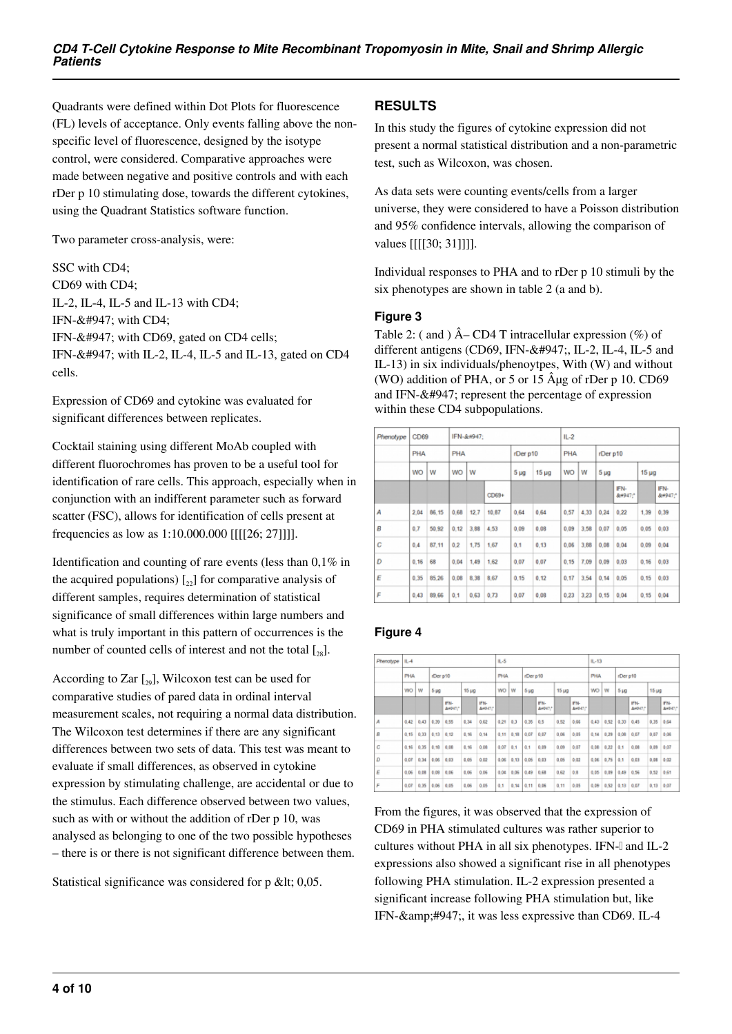Quadrants were defined within Dot Plots for fluorescence (FL) levels of acceptance. Only events falling above the non-specific level of fluorescence, designed by the isotype control, were considered. Comparative approaches were made between negative and positive controls and with each rDer p 10 stimulating dose, towards the different cytokines, using the Quadrant Statistics software function.

Two parameter cross-analysis, were:

SSC with CD4;
CD69 with CD4;
IL-2, IL-4, IL-5 and IL-13 with CD4;
IFN-&#947; with CD4;
IFN-&#947; with CD69, gated on CD4 cells;
IFN-&#947; with IL-2, IL-4, IL-5 and IL-13, gated on CD4 cells.

Expression of CD69 and cytokine was evaluated for significant differences between replicates.

Cocktail staining using different MoAb coupled with different fluorochromes has proven to be a useful tool for identification of rare cells. This approach, especially when in conjunction with an indifferent parameter such as forward scatter (FSC), allows for identification of cells present at frequencies as low as 1:10.000.000 [[[[26; 27]]]].

Identification and counting of rare events (less than 0,1% in the acquired populations) [22] for comparative analysis of different samples, requires determination of statistical significance of small differences within large numbers and what is truly important in this pattern of occurrences is the number of counted cells of interest and not the total [28].

According to Zar [29], Wilcoxon test can be used for comparative studies of pared data in ordinal interval measurement scales, not requiring a normal data distribution. The Wilcoxon test determines if there are any significant differences between two sets of data. This test was meant to evaluate if small differences, as observed in cytokine expression by stimulating challenge, are accidental or due to the stimulus. Each difference observed between two values, such as with or without the addition of rDer p 10, was analysed as belonging to one of the two possible hypotheses – there is or there is not significant difference between them.

Statistical significance was considered for p &lt; 0,05.

## RESULTS

In this study the figures of cytokine expression did not present a normal statistical distribution and a non-parametric test, such as Wilcoxon, was chosen.

As data sets were counting events/cells from a larger universe, they were considered to have a Poisson distribution and 95% confidence intervals, allowing the comparison of values [[[[30; 31]]]].

Individual responses to PHA and to rDer p 10 stimuli by the six phenotypes are shown in table 2 (a and b).

### Figure 3

Table 2: ( and ) Â– CD4 T intracellular expression (%) of different antigens (CD69, IFN-&#947;, IL-2, IL-4, IL-5 and IL-13) in six individuals/phenoytpes, With (W) and without (WO) addition of PHA, or 5 or 15 Âµg of rDer p 10. CD69 and IFN-&#947; represent the percentage of expression within these CD4 subpopulations.

| Phenotype | CD69 | | IFN-&#947; | | | | | IL-2 | | | | | |
|---|---|---|---|---|---|---|---|---|---|---|---|---|---|
| | PHA | | PHA | | | rDer p10 | | PHA | | rDer p10 | | | |
| | WO | W | WO | W | | 5 µg | 15 µg | WO | W | 5 µg | | 15 µg | |
| | | | | | CD69+ | | | | | | IFN-&#947;* | | IFN-&#947;* |
| A | 2,04 | 86,15 | 0,68 | 12,7 | 10,87 | 0,64 | 0,64 | 0,57 | 4,33 | 0,24 | 0,22 | 1,39 | 0,39 |
| B | 0,7 | 50,92 | 0,12 | 3,88 | 4,53 | 0,09 | 0,08 | 0,09 | 3,58 | 0,07 | 0,05 | 0,05 | 0,03 |
| C | 0,4 | 87,11 | 0,2 | 1,75 | 1,67 | 0,1 | 0,13 | 0,06 | 3,88 | 0,08 | 0,04 | 0,09 | 0,04 |
| D | 0,16 | 68 | 0,04 | 1,49 | 1,62 | 0,07 | 0,07 | 0,15 | 7,09 | 0,09 | 0,03 | 0,16 | 0,03 |
| E | 0,35 | 85,26 | 0,08 | 8,38 | 8,67 | 0,15 | 0,12 | 0,17 | 3,54 | 0,14 | 0,05 | 0,15 | 0,03 |
| F | 0,43 | 89,66 | 0,1 | 0,63 | 0,73 | 0,07 | 0,08 | 0,23 | 3,23 | 0,15 | 0,04 | 0,15 | 0,04 |

### Figure 4

| Phenotype | IL-4 | | | | | | IL-5 | | | | | | IL-13 | | | | | |
|---|---|---|---|---|---|---|---|---|---|---|---|---|---|---|---|---|---|---|
| | PHA | | rDer p10 | | | | PHA | | rDer p10 | | | | PHA | | rDer p10 | | | |
| | WO | W | 5 µg | | 15 µg | | WO | W | 5 µg | | 15 µg | | WO | W | 5 µg | | 15 µg | |
| | | | | IFN-&#947;* | | IFN-&#947;* | | | | IFN-&#947;* | | IFN-&#947;* | | | | IFN-&#947;* | | IFN-&#947;* |
| A | 0,42 | 0,43 | 0,39 | 0,55 | 0,34 | 0,62 | 0,21 | 0,3 | 0,35 | 0,5 | 0,52 | 0,66 | 0,43 | 0,52 | 0,33 | 0,45 | 0,35 | 0,64 |
| B | 0,15 | 0,33 | 0,13 | 0,12 | 0,16 | 0,14 | 0,11 | 0,18 | 0,07 | 0,07 | 0,06 | 0,05 | 0,14 | 0,29 | 0,08 | 0,07 | 0,07 | 0,06 |
| C | 0,16 | 0,35 | 0,18 | 0,08 | 0,16 | 0,08 | 0,07 | 0,1 | 0,1 | 0,09 | 0,09 | 0,07 | 0,08 | 0,22 | 0,1 | 0,08 | 0,09 | 0,07 |
| D | 0,07 | 0,34 | 0,06 | 0,03 | 0,05 | 0,02 | 0,06 | 0,13 | 0,05 | 0,03 | 0,05 | 0,02 | 0,06 | 0,75 | 0,1 | 0,03 | 0,08 | 0,02 |
| E | 0,06 | 0,98 | 0,09 | 0,06 | 0,06 | 0,06 | 0,04 | 0,06 | 0,49 | 0,68 | 0,62 | 0,8 | 0,05 | 0,09 | 0,49 | 0,56 | 0,52 | 0,61 |
| F | 0,07 | 0,35 | 0,06 | 0,05 | 0,06 | 0,05 | 0,1 | 0,14 | 0,11 | 0,06 | 0,11 | 0,05 | 0,09 | 0,52 | 0,13 | 0,07 | 0,13 | 0,07 |

From the figures, it was observed that the expression of CD69 in PHA stimulated cultures was rather superior to cultures without PHA in all six phenotypes. IFN-γ and IL-2 expressions also showed a significant rise in all phenotypes following PHA stimulation. IL-2 expression presented a significant increase following PHA stimulation but, like IFN-&amp;#947;, it was less expressive than CD69. IL-4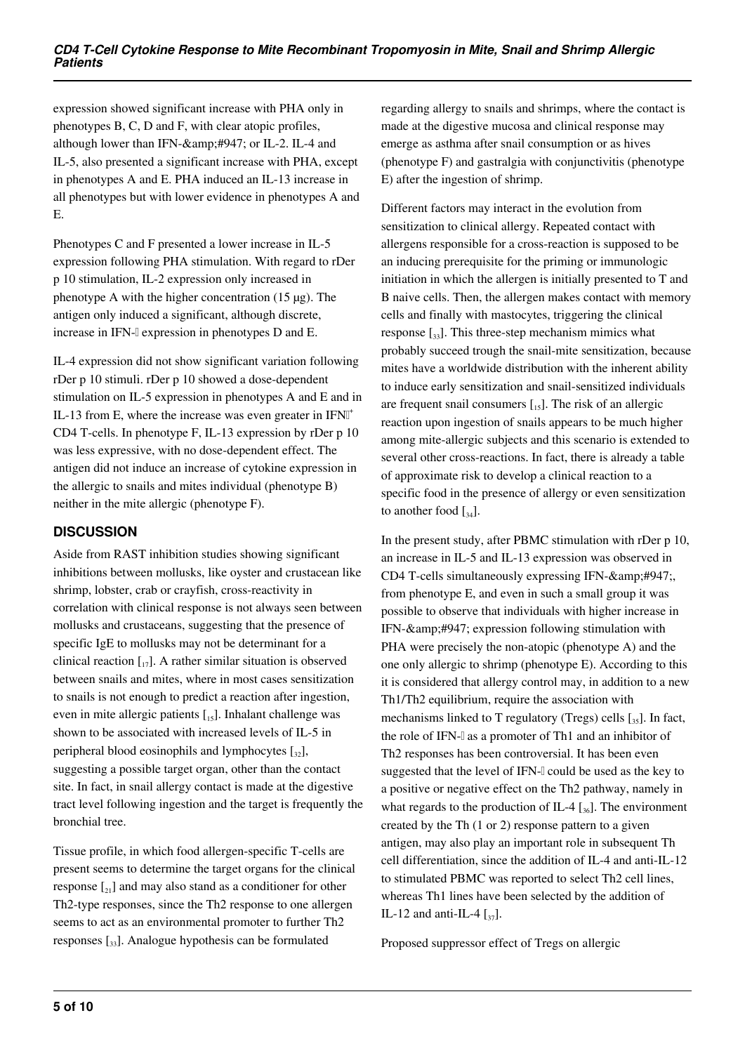expression showed significant increase with PHA only in phenotypes B, C, D and F, with clear atopic profiles, although lower than IFN-&amp;#947; or IL-2. IL-4 and IL-5, also presented a significant increase with PHA, except in phenotypes A and E. PHA induced an IL-13 increase in all phenotypes but with lower evidence in phenotypes A and E.

Phenotypes C and F presented a lower increase in IL-5 expression following PHA stimulation. With regard to rDer p 10 stimulation, IL-2 expression only increased in phenotype A with the higher concentration (15 µg). The antigen only induced a significant, although discrete, increase in IFN-γ expression in phenotypes D and E.

IL-4 expression did not show significant variation following rDer p 10 stimuli. rDer p 10 showed a dose-dependent stimulation on IL-5 expression in phenotypes A and E and in IL-13 from E, where the increase was even greater in IFNγ$^+$ CD4 T-cells. In phenotype F, IL-13 expression by rDer p 10 was less expressive, with no dose-dependent effect. The antigen did not induce an increase of cytokine expression in the allergic to snails and mites individual (phenotype B) neither in the mite allergic (phenotype F).

## DISCUSSION

Aside from RAST inhibition studies showing significant inhibitions between mollusks, like oyster and crustacean like shrimp, lobster, crab or crayfish, cross-reactivity in correlation with clinical response is not always seen between mollusks and crustaceans, suggesting that the presence of specific IgE to mollusks may not be determinant for a clinical reaction [17]. A rather similar situation is observed between snails and mites, where in most cases sensitization to snails is not enough to predict a reaction after ingestion, even in mite allergic patients [15]. Inhalant challenge was shown to be associated with increased levels of IL-5 in peripheral blood eosinophils and lymphocytes [32], suggesting a possible target organ, other than the contact site. In fact, in snail allergy contact is made at the digestive tract level following ingestion and the target is frequently the bronchial tree.

Tissue profile, in which food allergen-specific T-cells are present seems to determine the target organs for the clinical response [21] and may also stand as a conditioner for other Th2-type responses, since the Th2 response to one allergen seems to act as an environmental promoter to further Th2 responses [33]. Analogue hypothesis can be formulated regarding allergy to snails and shrimps, where the contact is made at the digestive mucosa and clinical response may emerge as asthma after snail consumption or as hives (phenotype F) and gastralgia with conjunctivitis (phenotype E) after the ingestion of shrimp.

Different factors may interact in the evolution from sensitization to clinical allergy. Repeated contact with allergens responsible for a cross-reaction is supposed to be an inducing prerequisite for the priming or immunologic initiation in which the allergen is initially presented to T and B naive cells. Then, the allergen makes contact with memory cells and finally with mastocytes, triggering the clinical response [33]. This three-step mechanism mimics what probably succeed trough the snail-mite sensitization, because mites have a worldwide distribution with the inherent ability to induce early sensitization and snail-sensitized individuals are frequent snail consumers [15]. The risk of an allergic reaction upon ingestion of snails appears to be much higher among mite-allergic subjects and this scenario is extended to several other cross-reactions. In fact, there is already a table of approximate risk to develop a clinical reaction to a specific food in the presence of allergy or even sensitization to another food [34].

In the present study, after PBMC stimulation with rDer p 10, an increase in IL-5 and IL-13 expression was observed in CD4 T-cells simultaneously expressing IFN-&amp;#947;, from phenotype E, and even in such a small group it was possible to observe that individuals with higher increase in IFN-&amp;#947; expression following stimulation with PHA were precisely the non-atopic (phenotype A) and the one only allergic to shrimp (phenotype E). According to this it is considered that allergy control may, in addition to a new Th1/Th2 equilibrium, require the association with mechanisms linked to T regulatory (Tregs) cells [35]. In fact, the role of IFN-γ as a promoter of Th1 and an inhibitor of Th2 responses has been controversial. It has been even suggested that the level of IFN-γ could be used as the key to a positive or negative effect on the Th2 pathway, namely in what regards to the production of IL-4 [36]. The environment created by the Th (1 or 2) response pattern to a given antigen, may also play an important role in subsequent Th cell differentiation, since the addition of IL-4 and anti-IL-12 to stimulated PBMC was reported to select Th2 cell lines, whereas Th1 lines have been selected by the addition of IL-12 and anti-IL-4 [37].

Proposed suppressor effect of Tregs on allergic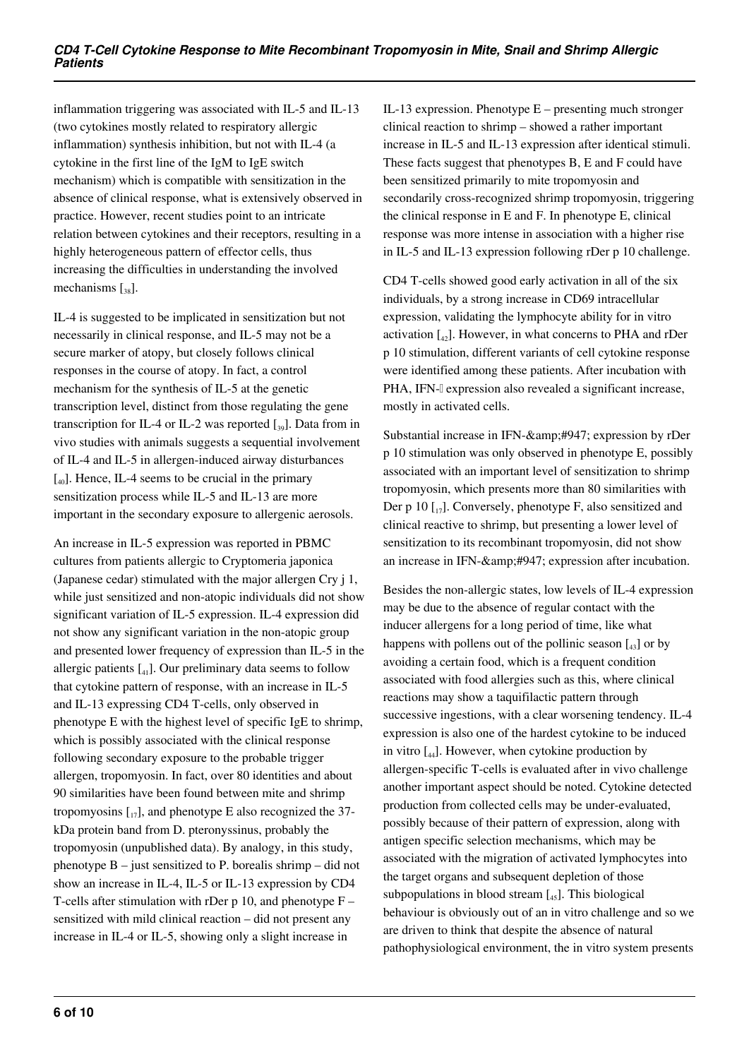inflammation triggering was associated with IL-5 and IL-13 (two cytokines mostly related to respiratory allergic inflammation) synthesis inhibition, but not with IL-4 (a cytokine in the first line of the IgM to IgE switch mechanism) which is compatible with sensitization in the absence of clinical response, what is extensively observed in practice. However, recent studies point to an intricate relation between cytokines and their receptors, resulting in a highly heterogeneous pattern of effector cells, thus increasing the difficulties in understanding the involved mechanisms [38].

IL-4 is suggested to be implicated in sensitization but not necessarily in clinical response, and IL-5 may not be a secure marker of atopy, but closely follows clinical responses in the course of atopy. In fact, a control mechanism for the synthesis of IL-5 at the genetic transcription level, distinct from those regulating the gene transcription for IL-4 or IL-2 was reported [39]. Data from in vivo studies with animals suggests a sequential involvement of IL-4 and IL-5 in allergen-induced airway disturbances [40]. Hence, IL-4 seems to be crucial in the primary sensitization process while IL-5 and IL-13 are more important in the secondary exposure to allergenic aerosols.

An increase in IL-5 expression was reported in PBMC cultures from patients allergic to Cryptomeria japonica (Japanese cedar) stimulated with the major allergen Cry j 1, while just sensitized and non-atopic individuals did not show significant variation of IL-5 expression. IL-4 expression did not show any significant variation in the non-atopic group and presented lower frequency of expression than IL-5 in the allergic patients [41]. Our preliminary data seems to follow that cytokine pattern of response, with an increase in IL-5 and IL-13 expressing CD4 T-cells, only observed in phenotype E with the highest level of specific IgE to shrimp, which is possibly associated with the clinical response following secondary exposure to the probable trigger allergen, tropomyosin. In fact, over 80 identities and about 90 similarities have been found between mite and shrimp tropomyosins [17], and phenotype E also recognized the 37-kDa protein band from D. pteronyssinus, probably the tropomyosin (unpublished data). By analogy, in this study, phenotype B – just sensitized to P. borealis shrimp – did not show an increase in IL-4, IL-5 or IL-13 expression by CD4 T-cells after stimulation with rDer p 10, and phenotype F – sensitized with mild clinical reaction – did not present any increase in IL-4 or IL-5, showing only a slight increase in IL-13 expression. Phenotype E – presenting much stronger clinical reaction to shrimp – showed a rather important increase in IL-5 and IL-13 expression after identical stimuli. These facts suggest that phenotypes B, E and F could have been sensitized primarily to mite tropomyosin and secondarily cross-recognized shrimp tropomyosin, triggering the clinical response in E and F. In phenotype E, clinical response was more intense in association with a higher rise in IL-5 and IL-13 expression following rDer p 10 challenge.

CD4 T-cells showed good early activation in all of the six individuals, by a strong increase in CD69 intracellular expression, validating the lymphocyte ability for in vitro activation [42]. However, in what concerns to PHA and rDer p 10 stimulation, different variants of cell cytokine response were identified among these patients. After incubation with PHA, IFN-γ expression also revealed a significant increase, mostly in activated cells.

Substantial increase in IFN-&amp;#947; expression by rDer p 10 stimulation was only observed in phenotype E, possibly associated with an important level of sensitization to shrimp tropomyosin, which presents more than 80 similarities with Der p 10 [17]. Conversely, phenotype F, also sensitized and clinical reactive to shrimp, but presenting a lower level of sensitization to its recombinant tropomyosin, did not show an increase in IFN-&amp;#947; expression after incubation.

Besides the non-allergic states, low levels of IL-4 expression may be due to the absence of regular contact with the inducer allergens for a long period of time, like what happens with pollens out of the pollinic season [43] or by avoiding a certain food, which is a frequent condition associated with food allergies such as this, where clinical reactions may show a taquifilactic pattern through successive ingestions, with a clear worsening tendency. IL-4 expression is also one of the hardest cytokine to be induced in vitro [44]. However, when cytokine production by allergen-specific T-cells is evaluated after in vivo challenge another important aspect should be noted. Cytokine detected production from collected cells may be under-evaluated, possibly because of their pattern of expression, along with antigen specific selection mechanisms, which may be associated with the migration of activated lymphocytes into the target organs and subsequent depletion of those subpopulations in blood stream [45]. This biological behaviour is obviously out of an in vitro challenge and so we are driven to think that despite the absence of natural pathophysiological environment, the in vitro system presents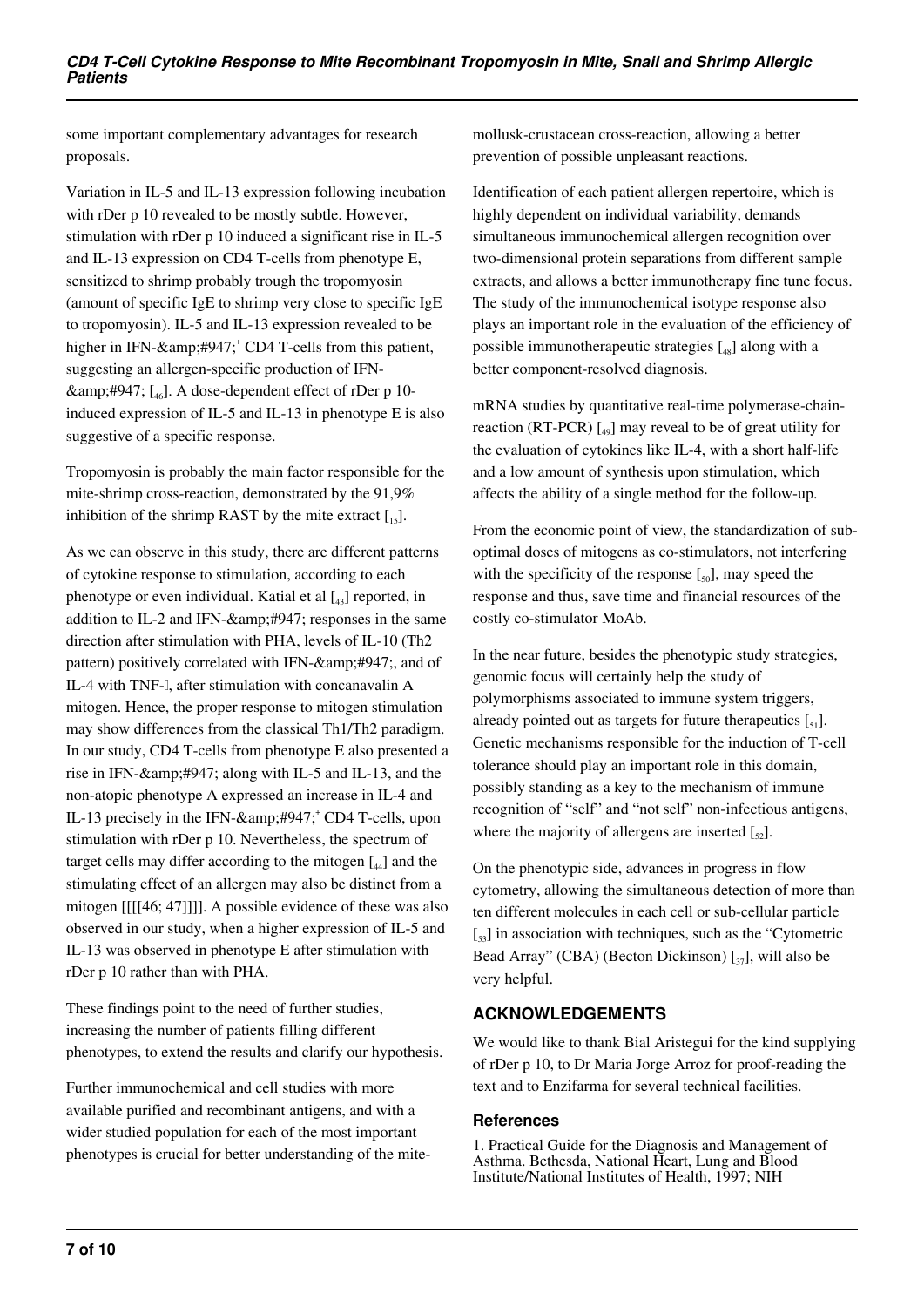some important complementary advantages for research proposals.

Variation in IL-5 and IL-13 expression following incubation with rDer p 10 revealed to be mostly subtle. However, stimulation with rDer p 10 induced a significant rise in IL-5 and IL-13 expression on CD4 T-cells from phenotype E, sensitized to shrimp probably trough the tropomyosin (amount of specific IgE to shrimp very close to specific IgE to tropomyosin). IL-5 and IL-13 expression revealed to be higher in IFN-&amp;#947;$^+$ CD4 T-cells from this patient, suggesting an allergen-specific production of IFN-&amp;#947; [46]. A dose-dependent effect of rDer p 10-induced expression of IL-5 and IL-13 in phenotype E is also suggestive of a specific response.

Tropomyosin is probably the main factor responsible for the mite-shrimp cross-reaction, demonstrated by the 91,9% inhibition of the shrimp RAST by the mite extract [15].

As we can observe in this study, there are different patterns of cytokine response to stimulation, according to each phenotype or even individual. Katial et al [43] reported, in addition to IL-2 and IFN-&amp;#947; responses in the same direction after stimulation with PHA, levels of IL-10 (Th2 pattern) positively correlated with IFN-&amp;#947;, and of IL-4 with TNF-, after stimulation with concanavalin A mitogen. Hence, the proper response to mitogen stimulation may show differences from the classical Th1/Th2 paradigm. In our study, CD4 T-cells from phenotype E also presented a rise in IFN-&amp;#947; along with IL-5 and IL-13, and the non-atopic phenotype A expressed an increase in IL-4 and IL-13 precisely in the IFN-&amp;#947;$^+$ CD4 T-cells, upon stimulation with rDer p 10. Nevertheless, the spectrum of target cells may differ according to the mitogen [44] and the stimulating effect of an allergen may also be distinct from a mitogen [[[[46; 47]]]]. A possible evidence of these was also observed in our study, when a higher expression of IL-5 and IL-13 was observed in phenotype E after stimulation with rDer p 10 rather than with PHA.

These findings point to the need of further studies, increasing the number of patients filling different phenotypes, to extend the results and clarify our hypothesis.

Further immunochemical and cell studies with more available purified and recombinant antigens, and with a wider studied population for each of the most important phenotypes is crucial for better understanding of the mite-mollusk-crustacean cross-reaction, allowing a better prevention of possible unpleasant reactions.

Identification of each patient allergen repertoire, which is highly dependent on individual variability, demands simultaneous immunochemical allergen recognition over two-dimensional protein separations from different sample extracts, and allows a better immunotherapy fine tune focus. The study of the immunochemical isotype response also plays an important role in the evaluation of the efficiency of possible immunotherapeutic strategies [48] along with a better component-resolved diagnosis.

mRNA studies by quantitative real-time polymerase-chain-reaction (RT-PCR) [49] may reveal to be of great utility for the evaluation of cytokines like IL-4, with a short half-life and a low amount of synthesis upon stimulation, which affects the ability of a single method for the follow-up.

From the economic point of view, the standardization of sub-optimal doses of mitogens as co-stimulators, not interfering with the specificity of the response [50], may speed the response and thus, save time and financial resources of the costly co-stimulator MoAb.

In the near future, besides the phenotypic study strategies, genomic focus will certainly help the study of polymorphisms associated to immune system triggers, already pointed out as targets for future therapeutics [51]. Genetic mechanisms responsible for the induction of T-cell tolerance should play an important role in this domain, possibly standing as a key to the mechanism of immune recognition of "self" and "not self" non-infectious antigens, where the majority of allergens are inserted [52].

On the phenotypic side, advances in progress in flow cytometry, allowing the simultaneous detection of more than ten different molecules in each cell or sub-cellular particle [53] in association with techniques, such as the "Cytometric Bead Array" (CBA) (Becton Dickinson) [37], will also be very helpful.

## ACKNOWLEDGEMENTS

We would like to thank Bial Aristegui for the kind supplying of rDer p 10, to Dr Maria Jorge Arroz for proof-reading the text and to Enzifarma for several technical facilities.

### References

1. Practical Guide for the Diagnosis and Management of Asthma. Bethesda, National Heart, Lung and Blood Institute/National Institutes of Health, 1997; NIH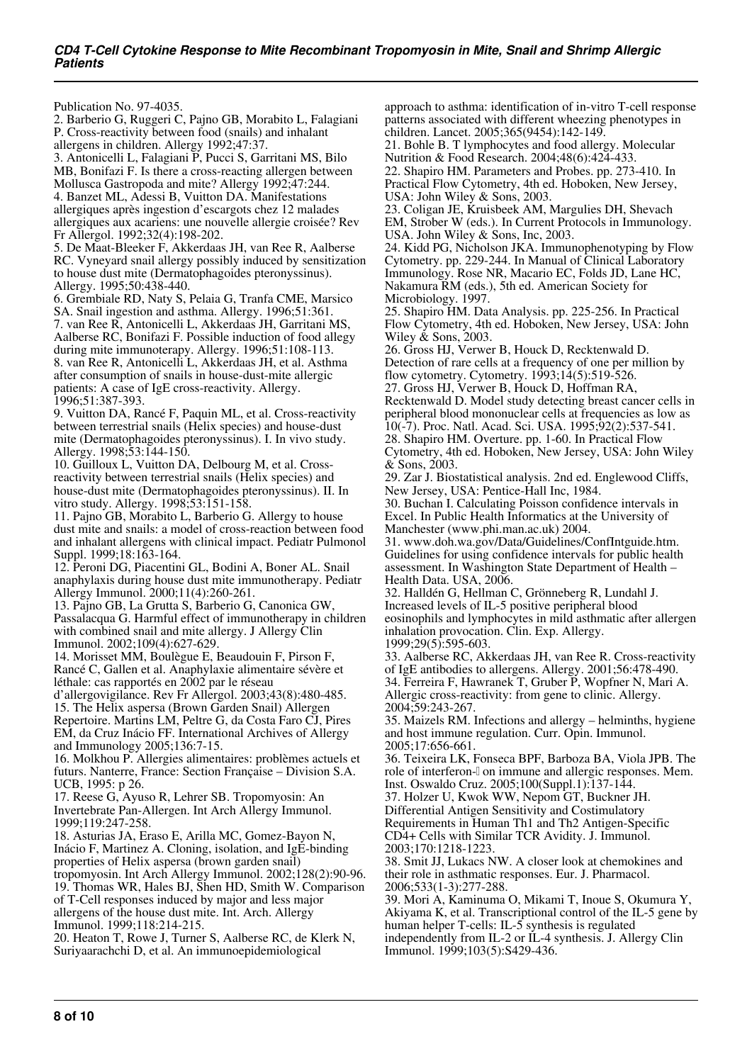Publication No. 97-4035.

2. Barberio G, Ruggeri C, Pajno GB, Morabito L, Falagiani P. Cross-reactivity between food (snails) and inhalant allergens in children. Allergy 1992;47:37.
3. Antonicelli L, Falagiani P, Pucci S, Garritani MS, Bilo MB, Bonifazi F. Is there a cross-reacting allergen between Mollusca Gastropoda and mite? Allergy 1992;47:244.
4. Banzet ML, Adessi B, Vuitton DA. Manifestations allergiques après ingestion d'escargots chez 12 malades allergiques aux acariens: une nouvelle allergie croisée? Rev Fr Allergol. 1992;32(4):198-202.
5. De Maat-Bleeker F, Akkerdaas JH, van Ree R, Aalberse RC. Vyneyard snail allergy possibly induced by sensitization to house dust mite (Dermatophagoides pteronyssinus). Allergy. 1995;50:438-440.
6. Grembiale RD, Naty S, Pelaia G, Tranfa CME, Marsico SA. Snail ingestion and asthma. Allergy. 1996;51:361.
7. van Ree R, Antonicelli L, Akkerdaas JH, Garritani MS, Aalberse RC, Bonifazi F. Possible induction of food allegy during mite immunoterapy. Allergy. 1996;51:108-113.
8. van Ree R, Antonicelli L, Akkerdaas JH, et al. Asthma after consumption of snails in house-dust-mite allergic patients: A case of IgE cross-reactivity. Allergy. 1996;51:387-393.
9. Vuitton DA, Rancé F, Paquin ML, et al. Cross-reactivity between terrestrial snails (Helix species) and house-dust mite (Dermatophagoides pteronyssinus). I. In vivo study. Allergy. 1998;53:144-150.
10. Guilloux L, Vuitton DA, Delbourg M, et al. Cross-reactivity between terrestrial snails (Helix species) and house-dust mite (Dermatophagoides pteronyssinus). II. In vitro study. Allergy. 1998;53:151-158.
11. Pajno GB, Morabito L, Barberio G. Allergy to house dust mite and snails: a model of cross-reaction between food and inhalant allergens with clinical impact. Pediatr Pulmonol Suppl. 1999;18:163-164.
12. Peroni DG, Piacentini GL, Bodini A, Boner AL. Snail anaphylaxis during house dust mite immunotherapy. Pediatr Allergy Immunol. 2000;11(4):260-261.
13. Pajno GB, La Grutta S, Barberio G, Canonica GW, Passalacqua G. Harmful effect of immunotherapy in children with combined snail and mite allergy. J Allergy Clin Immunol. 2002;109(4):627-629.
14. Morisset MM, Boulègue E, Beaudouin F, Pirson F, Rancé C, Gallen et al. Anaphylaxie alimentaire sévère et léthale: cas rapportés en 2002 par le réseau d'allergovigilance. Rev Fr Allergol. 2003;43(8):480-485.
15. The Helix aspersa (Brown Garden Snail) Allergen Repertoire. Martins LM, Peltre G, da Costa Faro CJ, Pires EM, da Cruz Inácio FF. International Archives of Allergy and Immunology 2005;136:7-15.
16. Molkhou P. Allergies alimentaires: problèmes actuels et futurs. Nanterre, France: Section Française – Division S.A. UCB, 1995: p 26.
17. Reese G, Ayuso R, Lehrer SB. Tropomyosin: An Invertebrate Pan-Allergen. Int Arch Allergy Immunol. 1999;119:247-258.
18. Asturias JA, Eraso E, Arilla MC, Gomez-Bayon N, Inácio F, Martinez A. Cloning, isolation, and IgE-binding properties of Helix aspersa (brown garden snail) tropomyosin. Int Arch Allergy Immunol. 2002;128(2):90-96.
19. Thomas WR, Hales BJ, Shen HD, Smith W. Comparison of T-Cell responses induced by major and less major allergens of the house dust mite. Int. Arch. Allergy Immunol. 1999;118:214-215.
20. Heaton T, Rowe J, Turner S, Aalberse RC, de Klerk N, Suriyaarachchi D, et al. An immunoepidemiological approach to asthma: identification of in-vitro T-cell response patterns associated with different wheezing phenotypes in children. Lancet. 2005;365(9454):142-149.
21. Bohle B. T lymphocytes and food allergy. Molecular Nutrition & Food Research. 2004;48(6):424-433.
22. Shapiro HM. Parameters and Probes. pp. 273-410. In Practical Flow Cytometry, 4th ed. Hoboken, New Jersey, USA: John Wiley & Sons, 2003.
23. Coligan JE, Kruisbeek AM, Margulies DH, Shevach EM, Strober W (eds.). In Current Protocols in Immunology. USA. John Wiley & Sons, Inc, 2003.
24. Kidd PG, Nicholson JKA. Immunophenotyping by Flow Cytometry. pp. 229-244. In Manual of Clinical Laboratory Immunology. Rose NR, Macario EC, Folds JD, Lane HC, Nakamura RM (eds.), 5th ed. American Society for Microbiology. 1997.
25. Shapiro HM. Data Analysis. pp. 225-256. In Practical Flow Cytometry, 4th ed. Hoboken, New Jersey, USA: John Wiley & Sons, 2003.
26. Gross HJ, Verwer B, Houck D, Recktenwald D. Detection of rare cells at a frequency of one per million by flow cytometry. Cytometry. 1993;14(5):519-526.
27. Gross HJ, Verwer B, Houck D, Hoffman RA, Recktenwald D. Model study detecting breast cancer cells in peripheral blood mononuclear cells at frequencies as low as 10(-7). Proc. Natl. Acad. Sci. USA. 1995;92(2):537-541.
28. Shapiro HM. Overture. pp. 1-60. In Practical Flow Cytometry, 4th ed. Hoboken, New Jersey, USA: John Wiley & Sons, 2003.
29. Zar J. Biostatistical analysis. 2nd ed. Englewood Cliffs, New Jersey, USA: Pentice-Hall Inc, 1984.
30. Buchan I. Calculating Poisson confidence intervals in Excel. In Public Health Informatics at the University of Manchester (www.phi.man.ac.uk) 2004.
31. www.doh.wa.gov/Data/Guidelines/ConfIntguide.htm. Guidelines for using confidence intervals for public health assessment. In Washington State Department of Health – Health Data. USA, 2006.
32. Halldén G, Hellman C, Grönneberg R, Lundahl J. Increased levels of IL-5 positive peripheral blood eosinophils and lymphocytes in mild asthmatic after allergen inhalation provocation. Clin. Exp. Allergy. 1999;29(5):595-603.
33. Aalberse RC, Akkerdaas JH, van Ree R. Cross-reactivity of IgE antibodies to allergens. Allergy. 2001;56:478-490.
34. Ferreira F, Hawranek T, Gruber P, Wopfner N, Mari A. Allergic cross-reactivity: from gene to clinic. Allergy. 2004;59:243-267.
35. Maizels RM. Infections and allergy – helminths, hygiene and host immune regulation. Curr. Opin. Immunol. 2005;17:656-661.
36. Teixeira LK, Fonseca BPF, Barboza BA, Viola JPB. The role of interferon-γ on immune and allergic responses. Mem. Inst. Oswaldo Cruz. 2005;100(Suppl.1):137-144.
37. Holzer U, Kwok WW, Nepom GT, Buckner JH. Differential Antigen Sensitivity and Costimulatory Requirements in Human Th1 and Th2 Antigen-Specific CD4+ Cells with Similar TCR Avidity. J. Immunol. 2003;170:1218-1223.
38. Smit JJ, Lukacs NW. A closer look at chemokines and their role in asthmatic responses. Eur. J. Pharmacol. 2006;533(1-3):277-288.
39. Mori A, Kaminuma O, Mikami T, Inoue S, Okumura Y, Akiyama K, et al. Transcriptional control of the IL-5 gene by human helper T-cells: IL-5 synthesis is regulated independently from IL-2 or IL-4 synthesis. J. Allergy Clin Immunol. 1999;103(5):S429-436.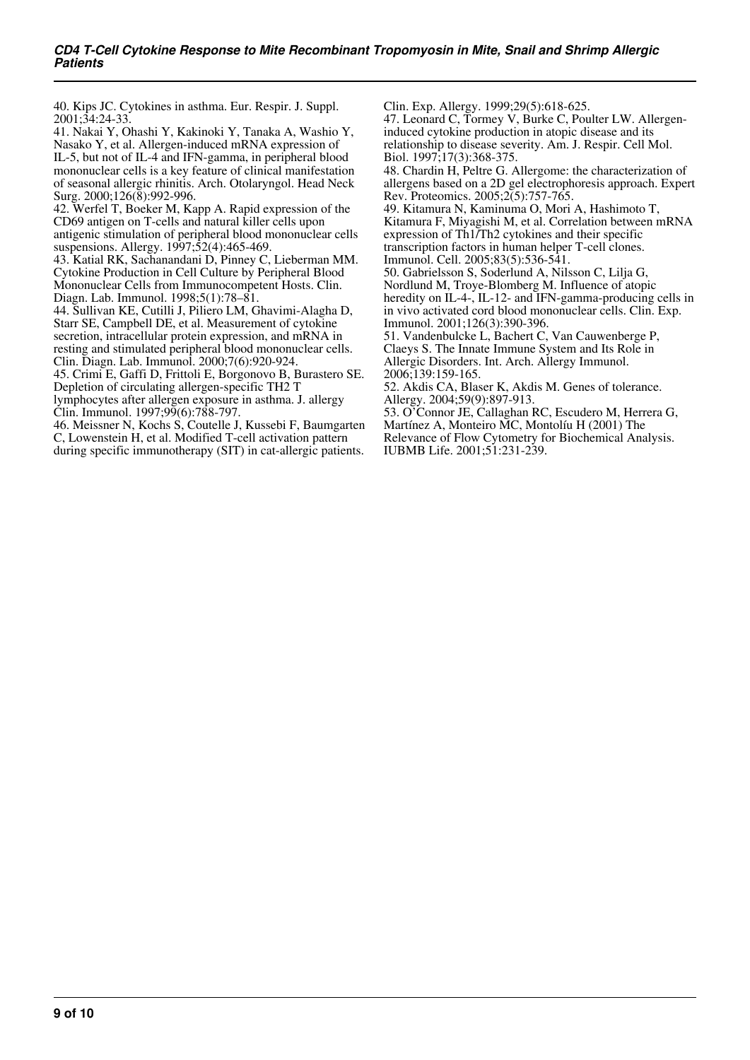40. Kips JC. Cytokines in asthma. Eur. Respir. J. Suppl. 2001;34:24-33.

41. Nakai Y, Ohashi Y, Kakinoki Y, Tanaka A, Washio Y, Nasako Y, et al. Allergen-induced mRNA expression of IL-5, but not of IL-4 and IFN-gamma, in peripheral blood mononuclear cells is a key feature of clinical manifestation of seasonal allergic rhinitis. Arch. Otolaryngol. Head Neck Surg. 2000;126(8):992-996.

42. Werfel T, Boeker M, Kapp A. Rapid expression of the CD69 antigen on T-cells and natural killer cells upon antigenic stimulation of peripheral blood mononuclear cells suspensions. Allergy. 1997;52(4):465-469.

43. Katial RK, Sachanandani D, Pinney C, Lieberman MM. Cytokine Production in Cell Culture by Peripheral Blood Mononuclear Cells from Immunocompetent Hosts. Clin. Diagn. Lab. Immunol. 1998;5(1):78–81.

44. Sullivan KE, Cutilli J, Piliero LM, Ghavimi-Alagha D, Starr SE, Campbell DE, et al. Measurement of cytokine secretion, intracellular protein expression, and mRNA in resting and stimulated peripheral blood mononuclear cells. Clin. Diagn. Lab. Immunol. 2000;7(6):920-924.

45. Crimi E, Gaffi D, Frittoli E, Borgonovo B, Burastero SE. Depletion of circulating allergen-specific TH2 T lymphocytes after allergen exposure in asthma. J. allergy Clin. Immunol. 1997;99(6):788-797.

46. Meissner N, Kochs S, Coutelle J, Kussebi F, Baumgarten C, Lowenstein H, et al. Modified T-cell activation pattern during specific immunotherapy (SIT) in cat-allergic patients. Clin. Exp. Allergy. 1999;29(5):618-625.

47. Leonard C, Tormey V, Burke C, Poulter LW. Allergen-induced cytokine production in atopic disease and its relationship to disease severity. Am. J. Respir. Cell Mol. Biol. 1997;17(3):368-375.

48. Chardin H, Peltre G. Allergome: the characterization of allergens based on a 2D gel electrophoresis approach. Expert Rev. Proteomics. 2005;2(5):757-765.

49. Kitamura N, Kaminuma O, Mori A, Hashimoto T, Kitamura F, Miyagishi M, et al. Correlation between mRNA expression of Th1/Th2 cytokines and their specific transcription factors in human helper T-cell clones. Immunol. Cell. 2005;83(5):536-541.

50. Gabrielsson S, Soderlund A, Nilsson C, Lilja G, Nordlund M, Troye-Blomberg M. Influence of atopic heredity on IL-4-, IL-12- and IFN-gamma-producing cells in in vivo activated cord blood mononuclear cells. Clin. Exp. Immunol. 2001;126(3):390-396.

51. Vandenbulcke L, Bachert C, Van Cauwenberge P, Claeys S. The Innate Immune System and Its Role in Allergic Disorders. Int. Arch. Allergy Immunol. 2006;139:159-165.

52. Akdis CA, Blaser K, Akdis M. Genes of tolerance. Allergy. 2004;59(9):897-913.

53. O'Connor JE, Callaghan RC, Escudero M, Herrera G, Martínez A, Monteiro MC, Montolíu H (2001) The Relevance of Flow Cytometry for Biochemical Analysis. IUBMB Life. 2001;51:231-239.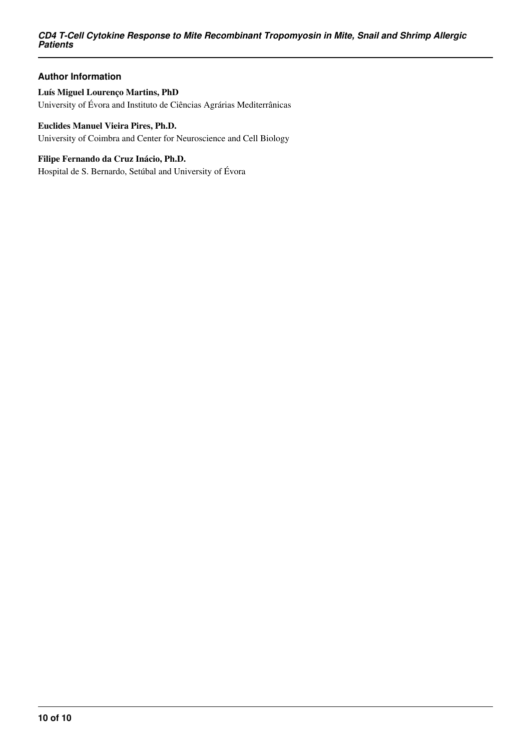## Author Information

**Luís Miguel Lourenço Martins, PhD**
University of Évora and Instituto de Ciências Agrárias Mediterrânicas

**Euclides Manuel Vieira Pires, Ph.D.**
University of Coimbra and Center for Neuroscience and Cell Biology

**Filipe Fernando da Cruz Inácio, Ph.D.**
Hospital de S. Bernardo, Setúbal and University of Évora